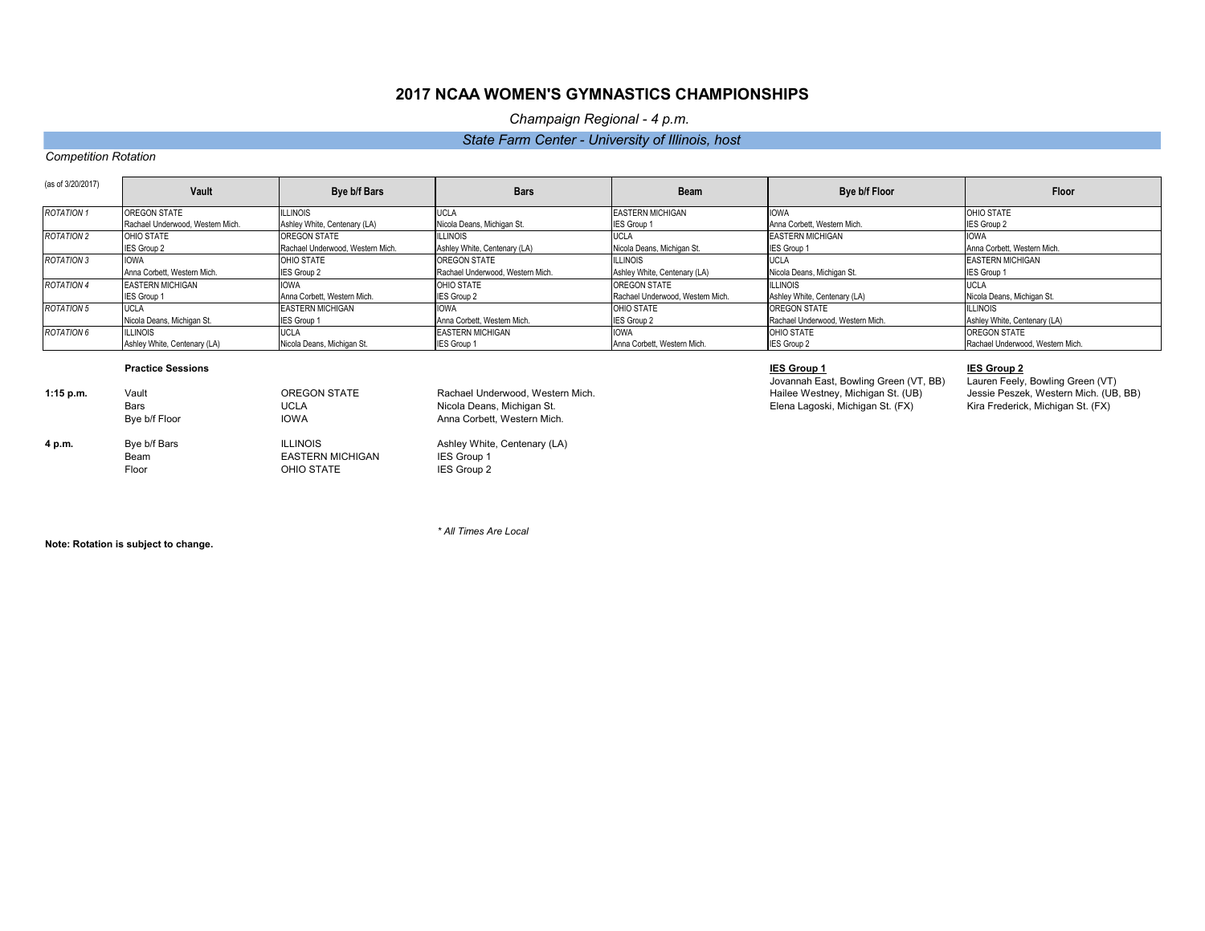# 2017 NCAA WOMEN'S GYMNASTICS CHAMPIONSHIPS

*Champaign Regional - 4 p.m.*

*State Farm Center - University of Illinois, host*

*Competition Rotation*

(as of 3/20/2017)

| | Vault | Bye b/f Bars | Bars | Beam | Bye b/f Floor | Floor |
|---|---|---|---|---|---|---|
| *ROTATION 1* | OREGON STATE<br>Rachael Underwood, Western Mich. | ILLINOIS<br>Ashley White, Centenary (LA) | UCLA<br>Nicola Deans, Michigan St. | EASTERN MICHIGAN<br>IES Group 1 | IOWA<br>Anna Corbett, Western Mich. | OHIO STATE<br>IES Group 2 |
| *ROTATION 2* | OHIO STATE<br>IES Group 2 | OREGON STATE<br>Rachael Underwood, Western Mich. | ILLINOIS<br>Ashley White, Centenary (LA) | UCLA<br>Nicola Deans, Michigan St. | EASTERN MICHIGAN<br>IES Group 1 | IOWA<br>Anna Corbett, Western Mich. |
| *ROTATION 3* | IOWA<br>Anna Corbett, Western Mich. | OHIO STATE<br>IES Group 2 | OREGON STATE<br>Rachael Underwood, Western Mich. | ILLINOIS<br>Ashley White, Centenary (LA) | UCLA<br>Nicola Deans, Michigan St. | EASTERN MICHIGAN<br>IES Group 1 |
| *ROTATION 4* | EASTERN MICHIGAN<br>IES Group 1 | IOWA<br>Anna Corbett, Western Mich. | OHIO STATE<br>IES Group 2 | OREGON STATE<br>Rachael Underwood, Western Mich. | ILLINOIS<br>Ashley White, Centenary (LA) | UCLA<br>Nicola Deans, Michigan St. |
| *ROTATION 5* | UCLA<br>Nicola Deans, Michigan St. | EASTERN MICHIGAN<br>IES Group 1 | IOWA<br>Anna Corbett, Western Mich. | OHIO STATE<br>IES Group 2 | OREGON STATE<br>Rachael Underwood, Western Mich. | ILLINOIS<br>Ashley White, Centenary (LA) |
| *ROTATION 6* | ILLINOIS<br>Ashley White, Centenary (LA) | UCLA<br>Nicola Deans, Michigan St. | EASTERN MICHIGAN<br>IES Group 1 | IOWA<br>Anna Corbett, Western Mich. | OHIO STATE<br>IES Group 2 | OREGON STATE<br>Rachael Underwood, Western Mich. |

**Practice Sessions**

| | | | |
|---|---|---|---|
| **1:15 p.m.** | Vault | OREGON STATE | Rachael Underwood, Western Mich. |
| | Bars | UCLA | Nicola Deans, Michigan St. |
| | Bye b/f Floor | IOWA | Anna Corbett, Western Mich. |
| **4 p.m.** | Bye b/f Bars | ILLINOIS | Ashley White, Centenary (LA) |
| | Beam | EASTERN MICHIGAN | IES Group 1 |
| | Floor | OHIO STATE | IES Group 2 |

**IES Group 1**

Jovannah East, Bowling Green (VT, BB)
Hailee Westney, Michigan St. (UB)
Elena Lagoski, Michigan St. (FX)

**IES Group 2**

Lauren Feely, Bowling Green (VT)
Jessie Peszek, Western Mich. (UB, BB)
Kira Frederick, Michigan St. (FX)

*\* All Times Are Local*

**Note: Rotation is subject to change.**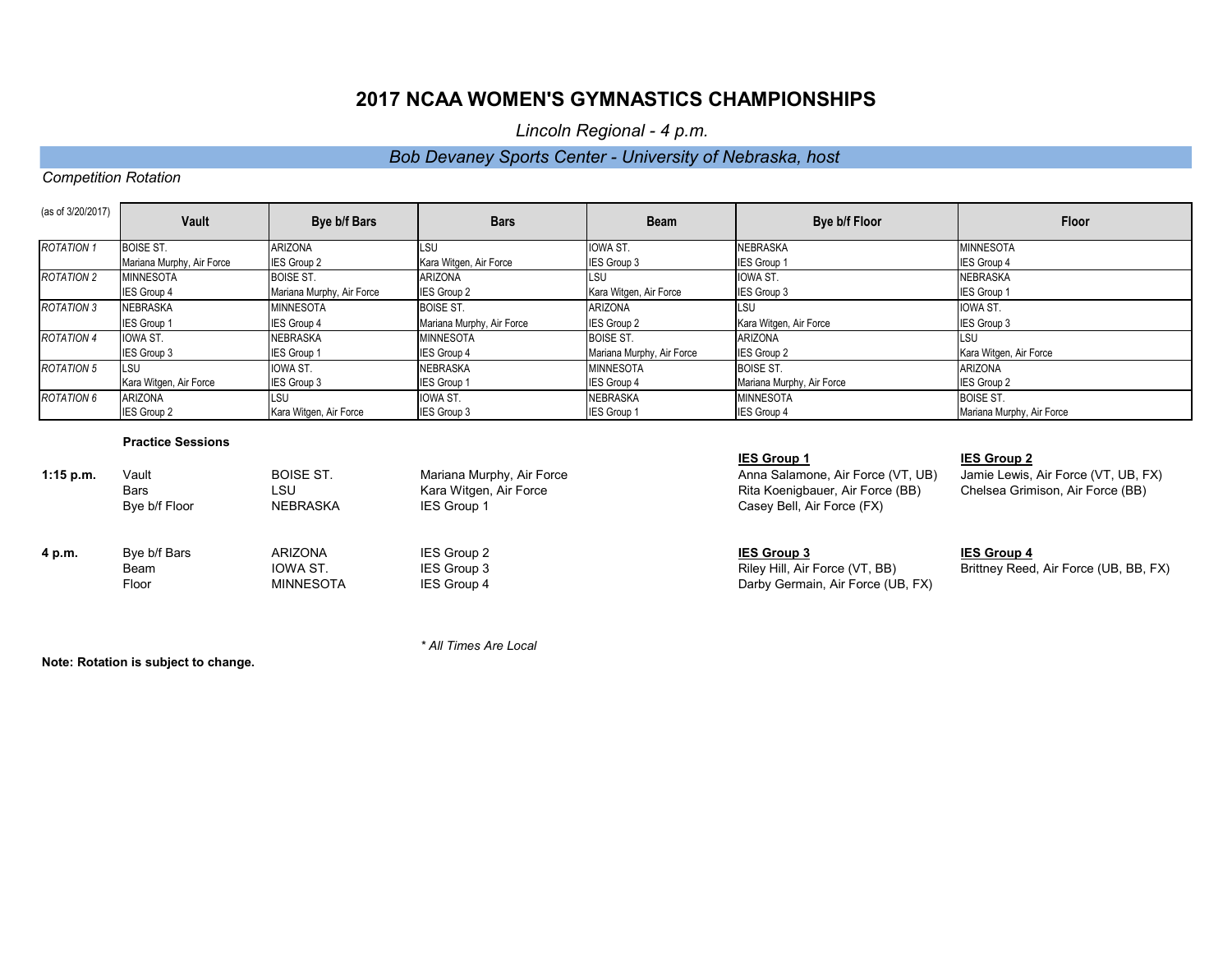# 2017 NCAA WOMEN'S GYMNASTICS CHAMPIONSHIPS

*Lincoln Regional - 4 p.m.*

## *Bob Devaney Sports Center - University of Nebraska, host*

*Competition Rotation*

| (as of 3/20/2017) | Vault | Bye b/f Bars | Bars | Beam | Bye b/f Floor | Floor |
|---|---|---|---|---|---|---|
| *ROTATION 1* | BOISE ST.<br>Mariana Murphy, Air Force | ARIZONA<br>IES Group 2 | LSU<br>Kara Witgen, Air Force | IOWA ST.<br>IES Group 3 | NEBRASKA<br>IES Group 1 | MINNESOTA<br>IES Group 4 |
| *ROTATION 2* | MINNESOTA<br>IES Group 4 | BOISE ST.<br>Mariana Murphy, Air Force | ARIZONA<br>IES Group 2 | LSU<br>Kara Witgen, Air Force | IOWA ST.<br>IES Group 3 | NEBRASKA<br>IES Group 1 |
| *ROTATION 3* | NEBRASKA<br>IES Group 1 | MINNESOTA<br>IES Group 4 | BOISE ST.<br>Mariana Murphy, Air Force | ARIZONA<br>IES Group 2 | LSU<br>Kara Witgen, Air Force | IOWA ST.<br>IES Group 3 |
| *ROTATION 4* | IOWA ST.<br>IES Group 3 | NEBRASKA<br>IES Group 1 | MINNESOTA<br>IES Group 4 | BOISE ST.<br>Mariana Murphy, Air Force | ARIZONA<br>IES Group 2 | LSU<br>Kara Witgen, Air Force |
| *ROTATION 5* | LSU<br>Kara Witgen, Air Force | IOWA ST.<br>IES Group 3 | NEBRASKA<br>IES Group 1 | MINNESOTA<br>IES Group 4 | BOISE ST.<br>Mariana Murphy, Air Force | ARIZONA<br>IES Group 2 |
| *ROTATION 6* | ARIZONA<br>IES Group 2 | LSU<br>Kara Witgen, Air Force | IOWA ST.<br>IES Group 3 | NEBRASKA<br>IES Group 1 | MINNESOTA<br>IES Group 4 | BOISE ST.<br>Mariana Murphy, Air Force |

**Practice Sessions**

| | | | |
|---|---|---|---|
| **1:15 p.m.** | Vault | BOISE ST. | Mariana Murphy, Air Force |
| | Bars | LSU | Kara Witgen, Air Force |
| | Bye b/f Floor | NEBRASKA | IES Group 1 |
| **4 p.m.** | Bye b/f Bars | ARIZONA | IES Group 2 |
| | Beam | IOWA ST. | IES Group 3 |
| | Floor | MINNESOTA | IES Group 4 |

**IES Group 1**
- Anna Salamone, Air Force (VT, UB)
- Rita Koenigbauer, Air Force (BB)
- Casey Bell, Air Force (FX)

**IES Group 2**
- Jamie Lewis, Air Force (VT, UB, FX)
- Chelsea Grimison, Air Force (BB)

**IES Group 3**
- Riley Hill, Air Force (VT, BB)
- Darby Germain, Air Force (UB, FX)

**IES Group 4**
- Brittney Reed, Air Force (UB, BB, FX)

*\* All Times Are Local*

**Note: Rotation is subject to change.**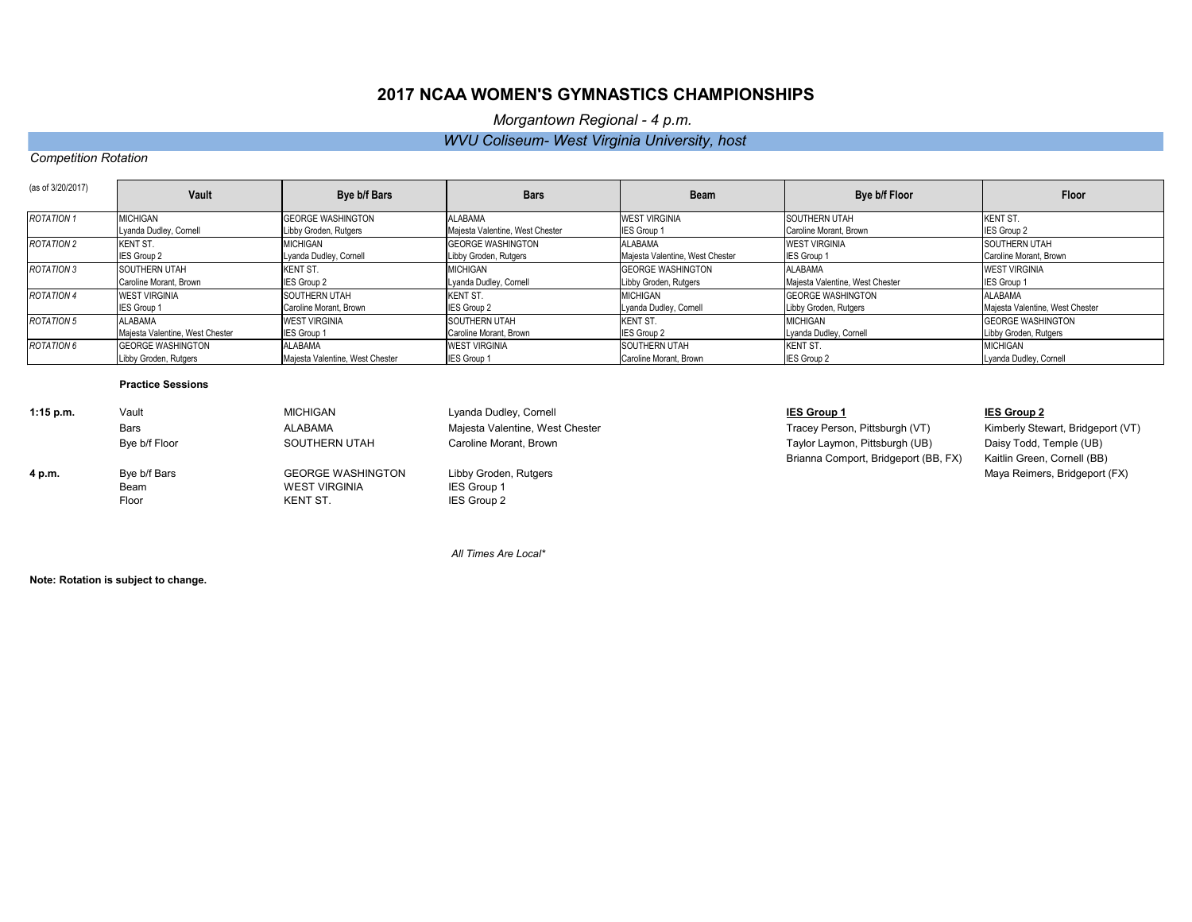# 2017 NCAA WOMEN'S GYMNASTICS CHAMPIONSHIPS

*Morgantown Regional - 4 p.m.*

*WVU Coliseum- West Virginia University, host*

*Competition Rotation*

| (as of 3/20/2017) | Vault | Bye b/f Bars | Bars | Beam | Bye b/f Floor | Floor |
|---|---|---|---|---|---|---|
| *ROTATION 1* | MICHIGAN<br>Lyanda Dudley, Cornell | GEORGE WASHINGTON<br>Libby Groden, Rutgers | ALABAMA<br>Majesta Valentine, West Chester | WEST VIRGINIA<br>IES Group 1 | SOUTHERN UTAH<br>Caroline Morant, Brown | KENT ST.<br>IES Group 2 |
| *ROTATION 2* | KENT ST.<br>IES Group 2 | MICHIGAN<br>Lyanda Dudley, Cornell | GEORGE WASHINGTON<br>Libby Groden, Rutgers | ALABAMA<br>Majesta Valentine, West Chester | WEST VIRGINIA<br>IES Group 1 | SOUTHERN UTAH<br>Caroline Morant, Brown |
| *ROTATION 3* | SOUTHERN UTAH<br>Caroline Morant, Brown | KENT ST.<br>IES Group 2 | MICHIGAN<br>Lyanda Dudley, Cornell | GEORGE WASHINGTON<br>Libby Groden, Rutgers | ALABAMA<br>Majesta Valentine, West Chester | WEST VIRGINIA<br>IES Group 1 |
| *ROTATION 4* | WEST VIRGINIA<br>IES Group 1 | SOUTHERN UTAH<br>Caroline Morant, Brown | KENT ST.<br>IES Group 2 | MICHIGAN<br>Lyanda Dudley, Cornell | GEORGE WASHINGTON<br>Libby Groden, Rutgers | ALABAMA<br>Majesta Valentine, West Chester |
| *ROTATION 5* | ALABAMA<br>Majesta Valentine, West Chester | WEST VIRGINIA<br>IES Group 1 | SOUTHERN UTAH<br>Caroline Morant, Brown | KENT ST.<br>IES Group 2 | MICHIGAN<br>Lyanda Dudley, Cornell | GEORGE WASHINGTON<br>Libby Groden, Rutgers |
| *ROTATION 6* | GEORGE WASHINGTON<br>Libby Groden, Rutgers | ALABAMA<br>Majesta Valentine, West Chester | WEST VIRGINIA<br>IES Group 1 | SOUTHERN UTAH<br>Caroline Morant, Brown | KENT ST.<br>IES Group 2 | MICHIGAN<br>Lyanda Dudley, Cornell |

**Practice Sessions**

| Time | Event | Team | Individual |
|---|---|---|---|
| **1:15 p.m.** | Vault | MICHIGAN | Lyanda Dudley, Cornell |
| | Bars | ALABAMA | Majesta Valentine, West Chester |
| | Bye b/f Floor | SOUTHERN UTAH | Caroline Morant, Brown |
| **4 p.m.** | Bye b/f Bars | GEORGE WASHINGTON | Libby Groden, Rutgers |
| | Beam | WEST VIRGINIA | IES Group 1 |
| | Floor | KENT ST. | IES Group 2 |

| **IES Group 1** | **IES Group 2** |
|---|---|
| Tracey Person, Pittsburgh (VT) | Kimberly Stewart, Bridgeport (VT) |
| Taylor Laymon, Pittsburgh (UB) | Daisy Todd, Temple (UB) |
| Brianna Comport, Bridgeport (BB, FX) | Kaitlin Green, Cornell (BB) |
| | Maya Reimers, Bridgeport (FX) |

*All Times Are Local**

**Note: Rotation is subject to change.**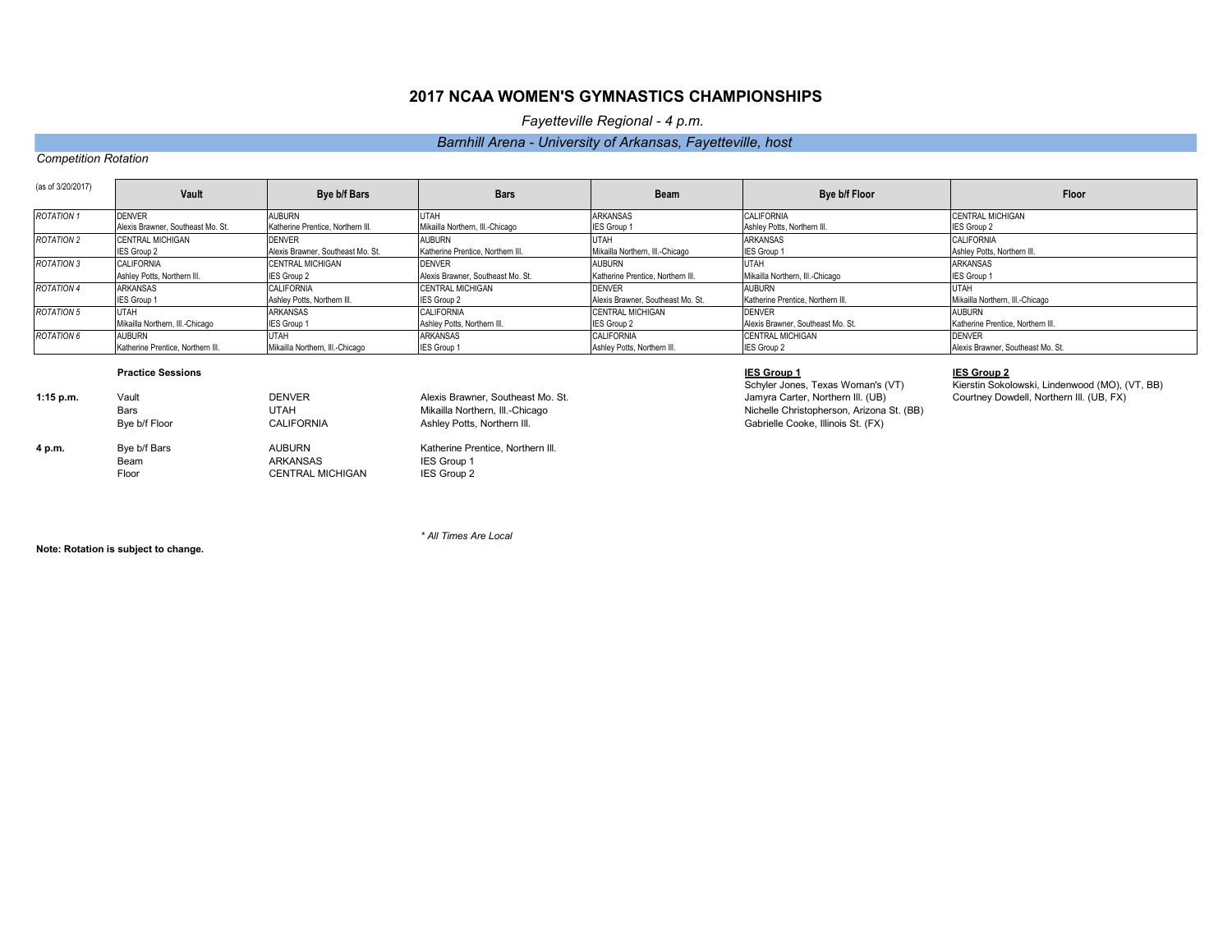# 2017 NCAA WOMEN'S GYMNASTICS CHAMPIONSHIPS

*Fayetteville Regional - 4 p.m.*

*Barnhill Arena - University of Arkansas, Fayetteville, host*

*Competition Rotation*

| (as of 3/20/2017) | Vault | Bye b/f Bars | Bars | Beam | Bye b/f Floor | Floor |
|---|---|---|---|---|---|---|
| *ROTATION 1* | DENVER<br>Alexis Brawner, Southeast Mo. St. | AUBURN<br>Katherine Prentice, Northern Ill. | UTAH<br>Mikailla Northern, Ill.-Chicago | ARKANSAS<br>IES Group 1 | CALIFORNIA<br>Ashley Potts, Northern Ill. | CENTRAL MICHIGAN<br>IES Group 2 |
| *ROTATION 2* | CENTRAL MICHIGAN<br>IES Group 2 | DENVER<br>Alexis Brawner, Southeast Mo. St. | AUBURN<br>Katherine Prentice, Northern Ill. | UTAH<br>Mikailla Northern, Ill.-Chicago | ARKANSAS<br>IES Group 1 | CALIFORNIA<br>Ashley Potts, Northern Ill. |
| *ROTATION 3* | CALIFORNIA<br>Ashley Potts, Northern Ill. | CENTRAL MICHIGAN<br>IES Group 2 | DENVER<br>Alexis Brawner, Southeast Mo. St. | AUBURN<br>Katherine Prentice, Northern Ill. | UTAH<br>Mikailla Northern, Ill.-Chicago | ARKANSAS<br>IES Group 1 |
| *ROTATION 4* | ARKANSAS<br>IES Group 1 | CALIFORNIA<br>Ashley Potts, Northern Ill. | CENTRAL MICHIGAN<br>IES Group 2 | DENVER<br>Alexis Brawner, Southeast Mo. St. | AUBURN<br>Katherine Prentice, Northern Ill. | UTAH<br>Mikailla Northern, Ill.-Chicago |
| *ROTATION 5* | UTAH<br>Mikailla Northern, Ill.-Chicago | ARKANSAS<br>IES Group 1 | CALIFORNIA<br>Ashley Potts, Northern Ill. | CENTRAL MICHIGAN<br>IES Group 2 | DENVER<br>Alexis Brawner, Southeast Mo. St. | AUBURN<br>Katherine Prentice, Northern Ill. |
| *ROTATION 6* | AUBURN<br>Katherine Prentice, Northern Ill. | UTAH<br>Mikailla Northern, Ill.-Chicago | ARKANSAS<br>IES Group 1 | CALIFORNIA<br>Ashley Potts, Northern Ill. | CENTRAL MICHIGAN<br>IES Group 2 | DENVER<br>Alexis Brawner, Southeast Mo. St. |

**Practice Sessions**

| | | | |
|---|---|---|---|
| **1:15 p.m.** | Vault | DENVER | Alexis Brawner, Southeast Mo. St. |
| | Bars | UTAH | Mikailla Northern, Ill.-Chicago |
| | Bye b/f Floor | CALIFORNIA | Ashley Potts, Northern Ill. |
| **4 p.m.** | Bye b/f Bars | AUBURN | Katherine Prentice, Northern Ill. |
| | Beam | ARKANSAS | IES Group 1 |
| | Floor | CENTRAL MICHIGAN | IES Group 2 |

**IES Group 1**

Schyler Jones, Texas Woman's (VT)
Jamyra Carter, Northern Ill. (UB)
Nichelle Christopherson, Arizona St. (BB)
Gabrielle Cooke, Illinois St. (FX)

**IES Group 2**

Kierstin Sokolowski, Lindenwood (MO), (VT, BB)
Courtney Dowdell, Northern Ill. (UB, FX)

*\* All Times Are Local*

**Note: Rotation is subject to change.**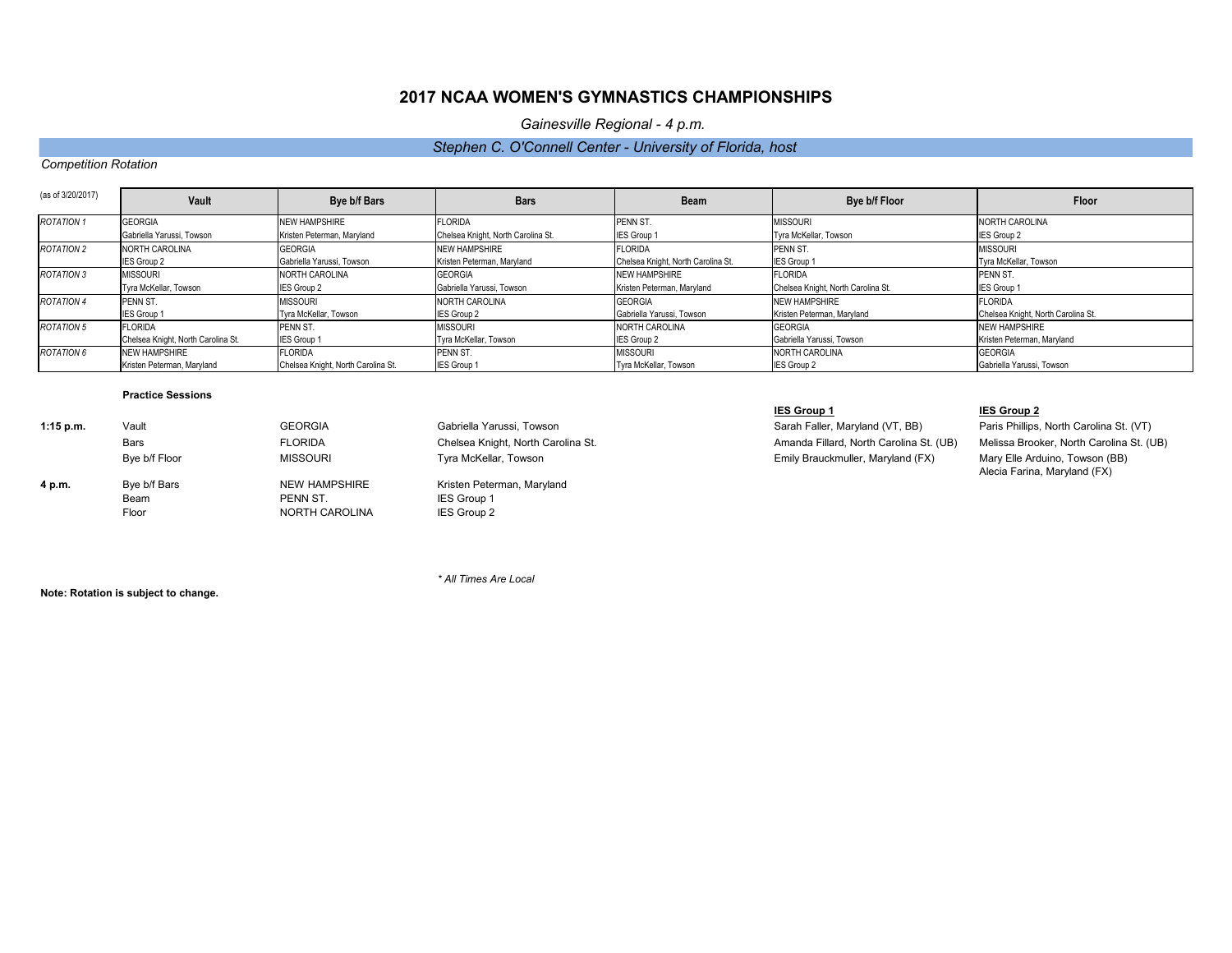## 2017 NCAA WOMEN'S GYMNASTICS CHAMPIONSHIPS

*Gainesville Regional - 4 p.m.*

*Stephen C. O'Connell Center - University of Florida, host*

*Competition Rotation*

| (as of 3/20/2017) | Vault | Bye b/f Bars | Bars | Beam | Bye b/f Floor | Floor |
|---|---|---|---|---|---|---|
| *ROTATION 1* | GEORGIA<br>Gabriella Yarussi, Towson | NEW HAMPSHIRE<br>Kristen Peterman, Maryland | FLORIDA<br>Chelsea Knight, North Carolina St. | PENN ST.<br>IES Group 1 | MISSOURI<br>Tyra McKellar, Towson | NORTH CAROLINA<br>IES Group 2 |
| *ROTATION 2* | NORTH CAROLINA<br>IES Group 2 | GEORGIA<br>Gabriella Yarussi, Towson | NEW HAMPSHIRE<br>Kristen Peterman, Maryland | FLORIDA<br>Chelsea Knight, North Carolina St. | PENN ST.<br>IES Group 1 | MISSOURI<br>Tyra McKellar, Towson |
| *ROTATION 3* | MISSOURI<br>Tyra McKellar, Towson | NORTH CAROLINA<br>IES Group 2 | GEORGIA<br>Gabriella Yarussi, Towson | NEW HAMPSHIRE<br>Kristen Peterman, Maryland | FLORIDA<br>Chelsea Knight, North Carolina St. | PENN ST.<br>IES Group 1 |
| *ROTATION 4* | PENN ST.<br>IES Group 1 | MISSOURI<br>Tyra McKellar, Towson | NORTH CAROLINA<br>IES Group 2 | GEORGIA<br>Gabriella Yarussi, Towson | NEW HAMPSHIRE<br>Kristen Peterman, Maryland | FLORIDA<br>Chelsea Knight, North Carolina St. |
| *ROTATION 5* | FLORIDA<br>Chelsea Knight, North Carolina St. | PENN ST.<br>IES Group 1 | MISSOURI<br>Tyra McKellar, Towson | NORTH CAROLINA<br>IES Group 2 | GEORGIA<br>Gabriella Yarussi, Towson | NEW HAMPSHIRE<br>Kristen Peterman, Maryland |
| *ROTATION 6* | NEW HAMPSHIRE<br>Kristen Peterman, Maryland | FLORIDA<br>Chelsea Knight, North Carolina St. | PENN ST.<br>IES Group 1 | MISSOURI<br>Tyra McKellar, Towson | NORTH CAROLINA<br>IES Group 2 | GEORGIA<br>Gabriella Yarussi, Towson |

**Practice Sessions**

| | | | |
|---|---|---|---|
| **1:15 p.m.** | Vault | GEORGIA | Gabriella Yarussi, Towson |
| | Bars | FLORIDA | Chelsea Knight, North Carolina St. |
| | Bye b/f Floor | MISSOURI | Tyra McKellar, Towson |
| **4 p.m.** | Bye b/f Bars | NEW HAMPSHIRE | Kristen Peterman, Maryland |
| | Beam | PENN ST. | IES Group 1 |
| | Floor | NORTH CAROLINA | IES Group 2 |

**IES Group 1**
- Sarah Faller, Maryland (VT, BB)
- Amanda Fillard, North Carolina St. (UB)
- Emily Brauckmuller, Maryland (FX)

**IES Group 2**
- Paris Phillips, North Carolina St. (VT)
- Melissa Brooker, North Carolina St. (UB)
- Mary Elle Arduino, Towson (BB)
- Alecia Farina, Maryland (FX)

*\* All Times Are Local*

**Note: Rotation is subject to change.**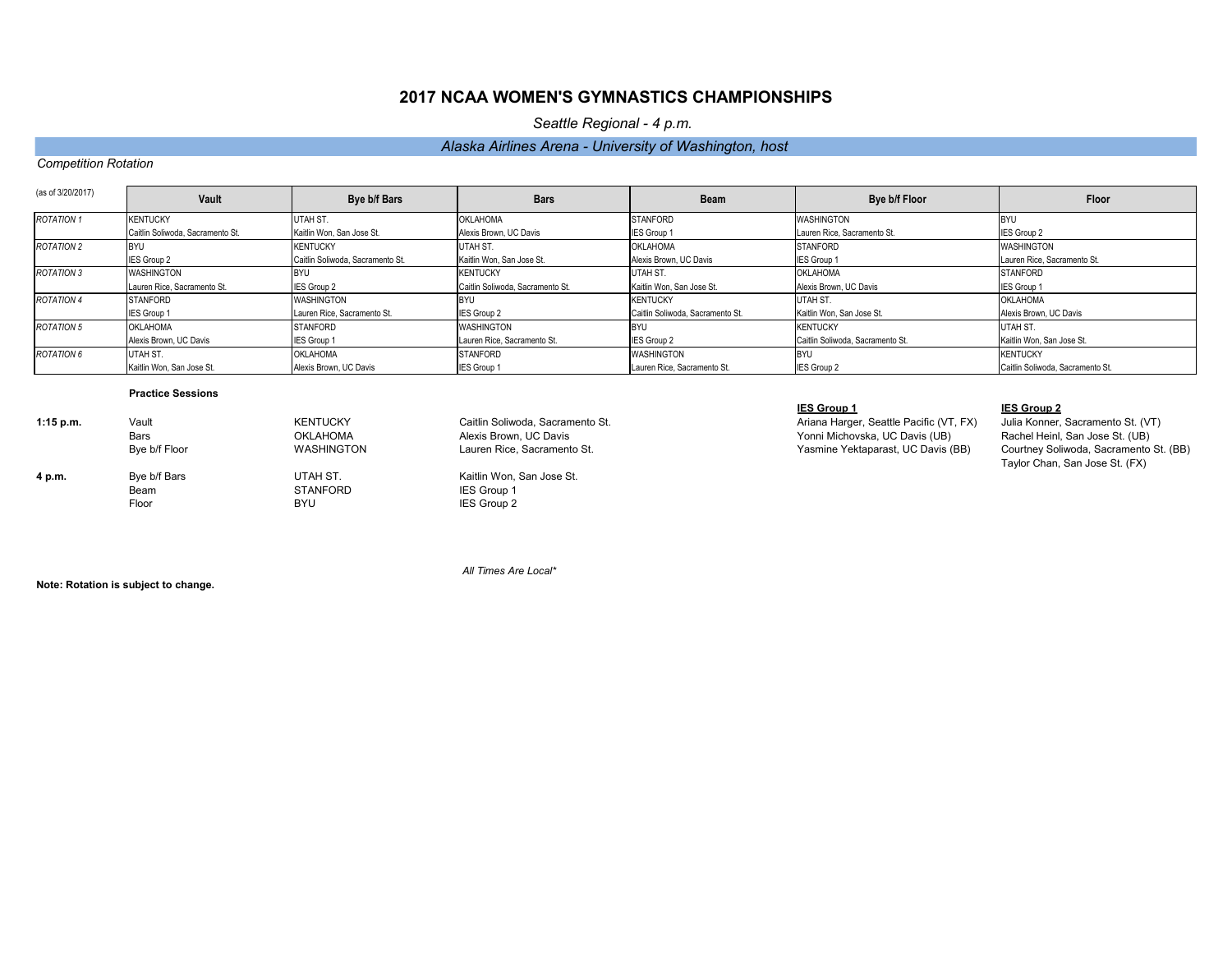# 2017 NCAA WOMEN'S GYMNASTICS CHAMPIONSHIPS

*Seattle Regional - 4 p.m.*

*Alaska Airlines Arena - University of Washington, host*

*Competition Rotation*

| (as of 3/20/2017) | Vault | Bye b/f Bars | Bars | Beam | Bye b/f Floor | Floor |
|---|---|---|---|---|---|---|
| *ROTATION 1* | KENTUCKY<br>Caitlin Soliwoda, Sacramento St. | UTAH ST.<br>Kaitlin Won, San Jose St. | OKLAHOMA<br>Alexis Brown, UC Davis | STANFORD<br>IES Group 1 | WASHINGTON<br>Lauren Rice, Sacramento St. | BYU<br>IES Group 2 |
| *ROTATION 2* | BYU<br>IES Group 2 | KENTUCKY<br>Caitlin Soliwoda, Sacramento St. | UTAH ST.<br>Kaitlin Won, San Jose St. | OKLAHOMA<br>Alexis Brown, UC Davis | STANFORD<br>IES Group 1 | WASHINGTON<br>Lauren Rice, Sacramento St. |
| *ROTATION 3* | WASHINGTON<br>Lauren Rice, Sacramento St. | BYU<br>IES Group 2 | KENTUCKY<br>Caitlin Soliwoda, Sacramento St. | UTAH ST.<br>Kaitlin Won, San Jose St. | OKLAHOMA<br>Alexis Brown, UC Davis | STANFORD<br>IES Group 1 |
| *ROTATION 4* | STANFORD<br>IES Group 1 | WASHINGTON<br>Lauren Rice, Sacramento St. | BYU<br>IES Group 2 | KENTUCKY<br>Caitlin Soliwoda, Sacramento St. | UTAH ST.<br>Kaitlin Won, San Jose St. | OKLAHOMA<br>Alexis Brown, UC Davis |
| *ROTATION 5* | OKLAHOMA<br>Alexis Brown, UC Davis | STANFORD<br>IES Group 1 | WASHINGTON<br>Lauren Rice, Sacramento St. | BYU<br>IES Group 2 | KENTUCKY<br>Caitlin Soliwoda, Sacramento St. | UTAH ST.<br>Kaitlin Won, San Jose St. |
| *ROTATION 6* | UTAH ST.<br>Kaitlin Won, San Jose St. | OKLAHOMA<br>Alexis Brown, UC Davis | STANFORD<br>IES Group 1 | WASHINGTON<br>Lauren Rice, Sacramento St. | BYU<br>IES Group 2 | KENTUCKY<br>Caitlin Soliwoda, Sacramento St. |

**Practice Sessions**

| | | | |
|---|---|---|---|
| **1:15 p.m.** | Vault | KENTUCKY | Caitlin Soliwoda, Sacramento St. |
| | Bars | OKLAHOMA | Alexis Brown, UC Davis |
| | Bye b/f Floor | WASHINGTON | Lauren Rice, Sacramento St. |
| **4 p.m.** | Bye b/f Bars | UTAH ST. | Kaitlin Won, San Jose St. |
| | Beam | STANFORD | IES Group 1 |
| | Floor | BYU | IES Group 2 |

**IES Group 1**
- Ariana Harger, Seattle Pacific (VT, FX)
- Yonni Michovska, UC Davis (UB)
- Yasmine Yektaparast, UC Davis (BB)

**IES Group 2**
- Julia Konner, Sacramento St. (VT)
- Rachel Heinl, San Jose St. (UB)
- Courtney Soliwoda, Sacramento St. (BB)
- Taylor Chan, San Jose St. (FX)

*All Times Are Local**

**Note: Rotation is subject to change.**